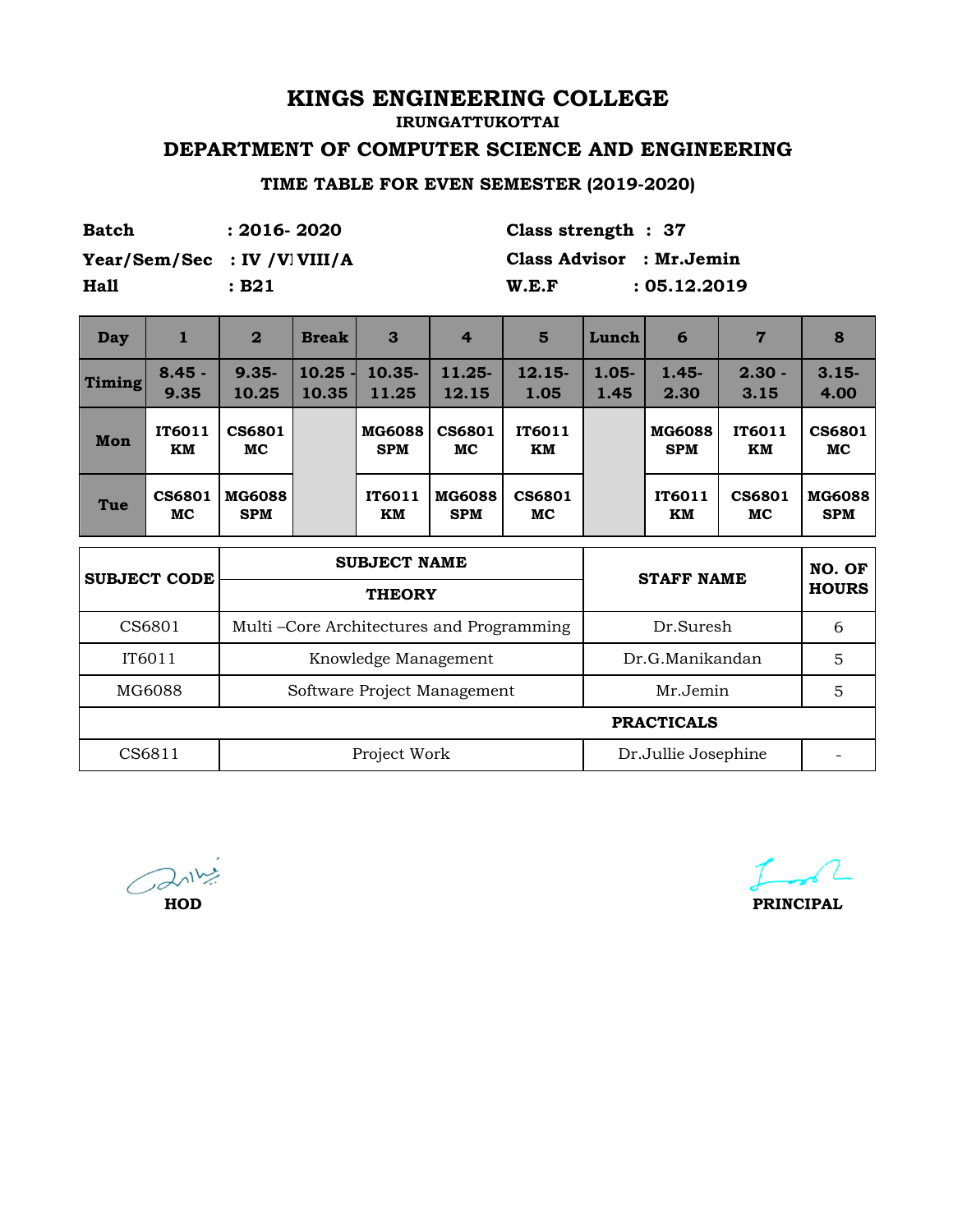# KINGS ENGINEERING COLLEGE

**IRUNGATTUKOTTAI**

## DEPARTMENT OF COMPUTER SCIENCE AND ENGINEERING

### TIME TABLE FOR EVEN SEMESTER (2019-2020)

**Batch** : 2016- 2020  
**Year/Sem/Sec** : IV /VIII/A  
**Hall** : B21

**Class strength** : 37  
**Class Advisor** : Mr.Jemin  
**W.E.F** : 05.12.2019

| Day | 1 | 2 | Break | 3 | 4 | 5 | Lunch | 6 | 7 | 8 |
|---|---|---|---|---|---|---|---|---|---|---|
| Timing | 8.45 - 9.35 | 9.35- 10.25 | 10.25 - 10.35 | 10.35- 11.25 | 11.25- 12.15 | 12.15- 1.05 | 1.05- 1.45 | 1.45- 2.30 | 2.30 - 3.15 | 3.15- 4.00 |
| Mon | IT6011 KM | CS6801 MC | | MG6088 SPM | CS6801 MC | IT6011 KM | | MG6088 SPM | IT6011 KM | CS6801 MC |
| Tue | CS6801 MC | MG6088 SPM | | IT6011 KM | MG6088 SPM | CS6801 MC | | IT6011 KM | CS6801 MC | MG6088 SPM |

| SUBJECT CODE | SUBJECT NAME | STAFF NAME | NO. OF HOURS |
|---|---|---|---|
| | THEORY | | |
| CS6801 | Multi –Core Architectures and Programming | Dr.Suresh | 6 |
| IT6011 | Knowledge Management | Dr.G.Manikandan | 5 |
| MG6088 | Software Project Management | Mr.Jemin | 5 |
| | PRACTICALS | | |
| CS6811 | Project Work | Dr.Jullie Josephine | - |

**HOD** **PRINCIPAL**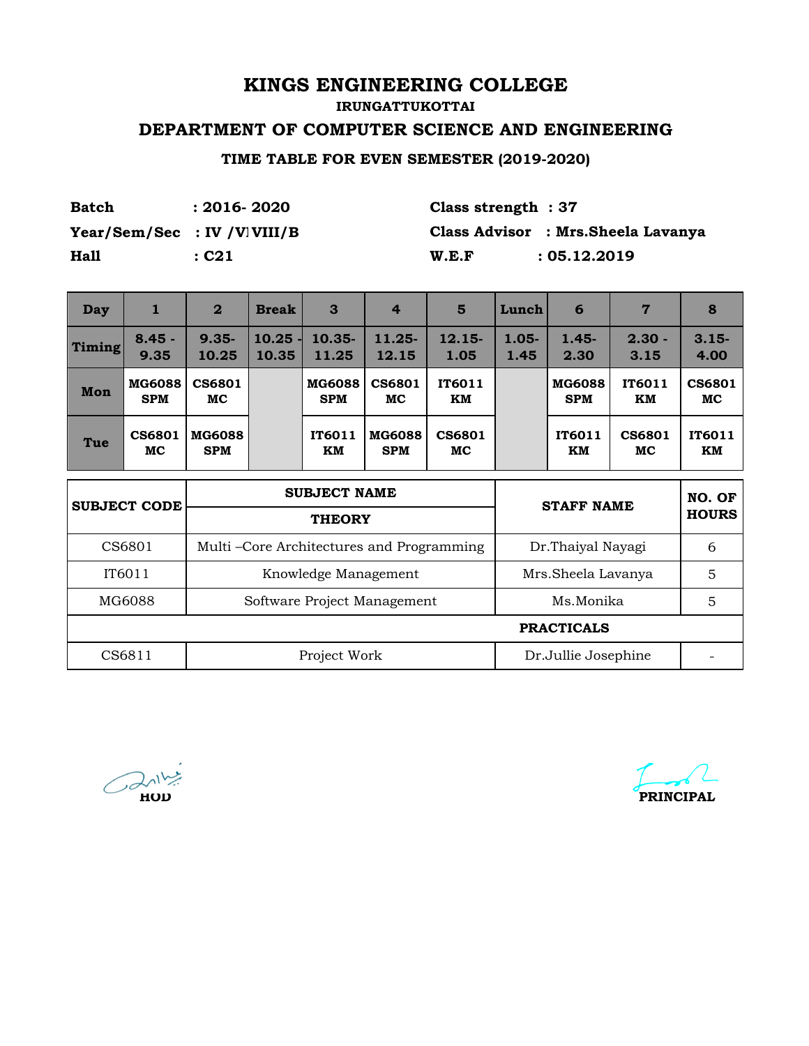# KINGS ENGINEERING COLLEGE

**IRUNGATTUKOTTAI**

## DEPARTMENT OF COMPUTER SCIENCE AND ENGINEERING

### TIME TABLE FOR EVEN SEMESTER (2019-2020)

**Batch** : 2016- 2020
**Year/Sem/Sec** : IV /VIII/B
**Hall** : C21

**Class strength** : 37
**Class Advisor** : Mrs.Sheela Lavanya
**W.E.F** : 05.12.2019

| Day | 1 | 2 | Break | 3 | 4 | 5 | Lunch | 6 | 7 | 8 |
|---|---|---|---|---|---|---|---|---|---|---|
| Timing | 8.45 - 9.35 | 9.35-10.25 | 10.25 - 10.35 | 10.35-11.25 | 11.25-12.15 | 12.15-1.05 | 1.05-1.45 | 1.45-2.30 | 2.30 - 3.15 | 3.15-4.00 |
| Mon | MG6088 SPM | CS6801 MC | | MG6088 SPM | CS6801 MC | IT6011 KM | | MG6088 SPM | IT6011 KM | CS6801 MC |
| Tue | CS6801 MC | MG6088 SPM | | IT6011 KM | MG6088 SPM | CS6801 MC | | IT6011 KM | CS6801 MC | IT6011 KM |

| SUBJECT CODE | SUBJECT NAME | STAFF NAME | NO. OF HOURS |
|---|---|---|---|
| | THEORY | | |
| CS6801 | Multi –Core Architectures and Programming | Dr.Thaiyal Nayagi | 6 |
| IT6011 | Knowledge Management | Mrs.Sheela Lavanya | 5 |
| MG6088 | Software Project Management | Ms.Monika | 5 |
| | | PRACTICALS | |
| CS6811 | Project Work | Dr.Jullie Josephine | - |

**HOD**

**PRINCIPAL**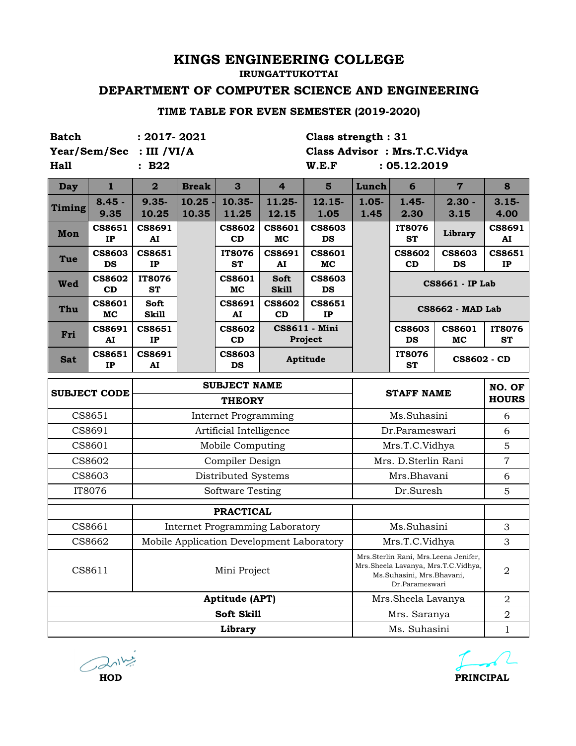# KINGS ENGINEERING COLLEGE

**IRUNGATTUKOTTAI**

## DEPARTMENT OF COMPUTER SCIENCE AND ENGINEERING

### TIME TABLE FOR EVEN SEMESTER (2019-2020)

**Batch** : 2017- 2021  **Class strength** : 31

**Year/Sem/Sec** : III /VI/A  **Class Advisor** : Mrs.T.C.Vidya

**Hall** : B22  **W.E.F** : 05.12.2019

| Day | 1 | 2 | Break | 3 | 4 | 5 | Lunch | 6 | 7 | 8 |
|---|---|---|---|---|---|---|---|---|---|---|
| Timing | 8.45 - 9.35 | 9.35-10.25 | 10.25 - 10.35 | 10.35-11.25 | 11.25-12.15 | 12.15-1.05 | 1.05-1.45 | 1.45-2.30 | 2.30 - 3.15 | 3.15-4.00 |
| Mon | CS8651 IP | CS8691 AI | | CS8602 CD | CS8601 MC | CS8603 DS | | IT8076 ST | Library | CS8691 AI |
| Tue | CS8603 DS | CS8651 IP | | IT8076 ST | CS8691 AI | CS8601 MC | | CS8602 CD | CS8603 DS | CS8651 IP |
| Wed | CS8602 CD | IT8076 ST | | CS8601 MC | Soft Skill | CS8603 DS | | CS8661 - IP Lab | | |
| Thu | CS8601 MC | Soft Skill | | CS8691 AI | CS8602 CD | CS8651 IP | | CS8662 - MAD Lab | | |
| Fri | CS8691 AI | CS8651 IP | | CS8602 CD | CS8611 - Mini Project | | | CS8603 DS | CS8601 MC | IT8076 ST |
| Sat | CS8651 IP | CS8691 AI | | CS8603 DS | Aptitude | | | IT8076 ST | CS8602 - CD | |

| SUBJECT CODE | SUBJECT NAME | STAFF NAME | NO. OF HOURS |
|---|---|---|---|
| | **THEORY** | | |
| CS8651 | Internet Programming | Ms.Suhasini | 6 |
| CS8691 | Artificial Intelligence | Dr.Parameswari | 6 |
| CS8601 | Mobile Computing | Mrs.T.C.Vidhya | 5 |
| CS8602 | Compiler Design | Mrs. D.Sterlin Rani | 7 |
| CS8603 | Distributed Systems | Mrs.Bhavani | 6 |
| IT8076 | Software Testing | Dr.Suresh | 5 |
| | **PRACTICAL** | | |
| CS8661 | Internet Programming Laboratory | Ms.Suhasini | 3 |
| CS8662 | Mobile Application Development Laboratory | Mrs.T.C.Vidhya | 3 |
| CS8611 | Mini Project | Mrs.Sterlin Rani, Mrs.Leena Jenifer, Mrs.Sheela Lavanya, Mrs.T.C.Vidhya, Ms.Suhasini, Mrs.Bhavani, Dr.Parameswari | 2 |
| | **Aptitude (APT)** | Mrs.Sheela Lavanya | 2 |
| | **Soft Skill** | Mrs. Saranya | 2 |
| | **Library** | Ms. Suhasini | 1 |

**HOD** **PRINCIPAL**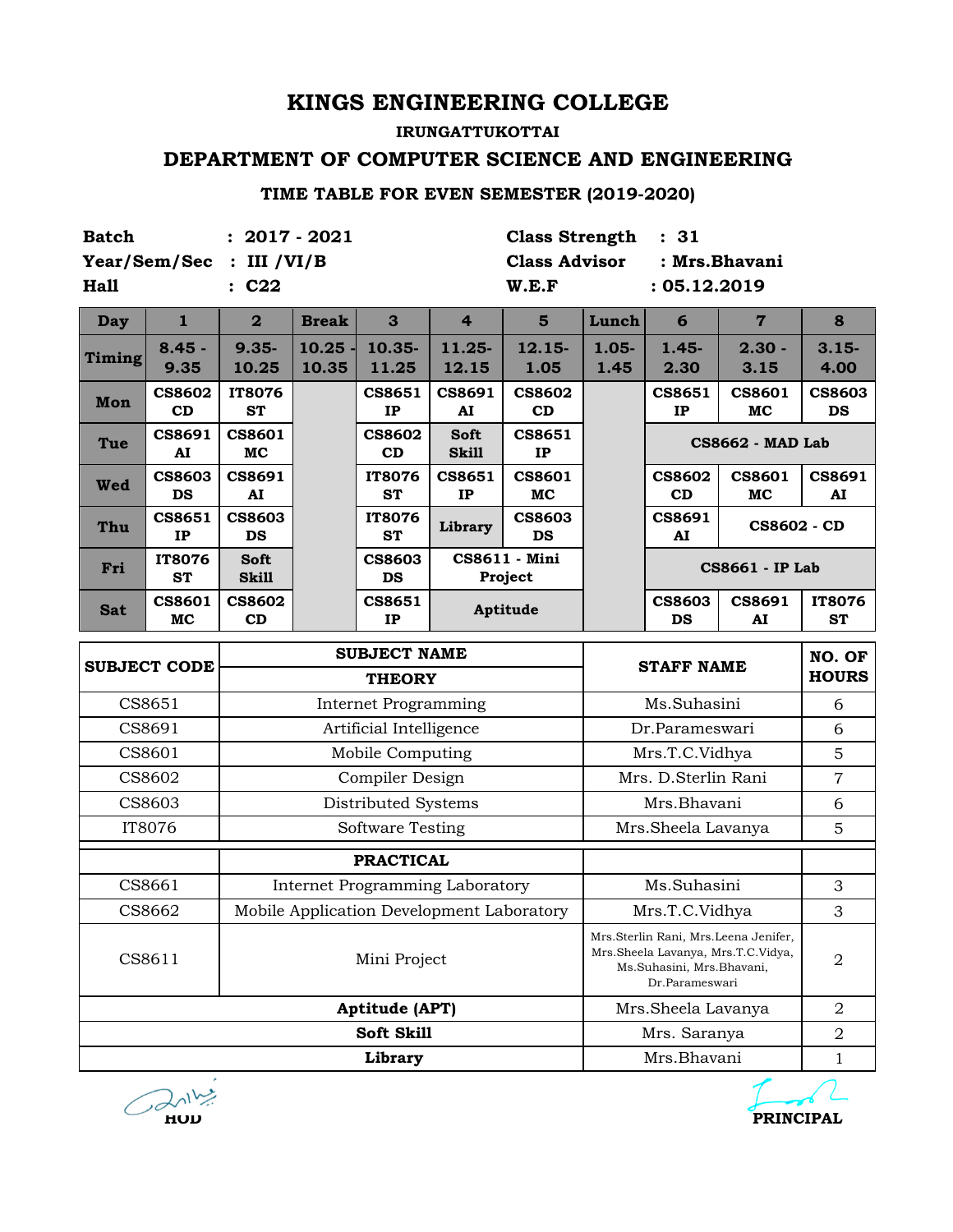# KINGS ENGINEERING COLLEGE

**IRUNGATTUKOTTAI**

## DEPARTMENT OF COMPUTER SCIENCE AND ENGINEERING

### TIME TABLE FOR EVEN SEMESTER (2019-2020)

**Batch** : **2017 - 2021** **Class Strength** : **31**

**Year/Sem/Sec** : **III /VI/B** **Class Advisor** : **Mrs.Bhavani**

**Hall** : **C22** **W.E.F** : **05.12.2019**

| Day | 1 | 2 | Break | 3 | 4 | 5 | Lunch | 6 | 7 | 8 |
|---|---|---|---|---|---|---|---|---|---|---|
| Timing | 8.45 - 9.35 | 9.35- 10.25 | 10.25 - 10.35 | 10.35- 11.25 | 11.25- 12.15 | 12.15- 1.05 | 1.05- 1.45 | 1.45- 2.30 | 2.30 - 3.15 | 3.15- 4.00 |
| Mon | CS8602 CD | IT8076 ST | | CS8651 IP | CS8691 AI | CS8602 CD | | CS8651 IP | CS8601 MC | CS8603 DS |
| Tue | CS8691 AI | CS8601 MC | | CS8602 CD | Soft Skill | CS8651 IP | | CS8662 - MAD Lab | | |
| Wed | CS8603 DS | CS8691 AI | | IT8076 ST | CS8651 IP | CS8601 MC | | CS8602 CD | CS8601 MC | CS8691 AI |
| Thu | CS8651 IP | CS8603 DS | | IT8076 ST | Library | CS8603 DS | | CS8691 AI | CS8602 - CD | |
| Fri | IT8076 ST | Soft Skill | | CS8603 DS | CS8611 - Mini Project | | | CS8661 - IP Lab | | |
| Sat | CS8601 MC | CS8602 CD | | CS8651 IP | Aptitude | | | CS8603 DS | CS8691 AI | IT8076 ST |

| SUBJECT CODE | SUBJECT NAME | STAFF NAME | NO. OF HOURS |
|---|---|---|---|
| | **THEORY** | | |
| CS8651 | Internet Programming | Ms.Suhasini | 6 |
| CS8691 | Artificial Intelligence | Dr.Parameswari | 6 |
| CS8601 | Mobile Computing | Mrs.T.C.Vidhya | 5 |
| CS8602 | Compiler Design | Mrs. D.Sterlin Rani | 7 |
| CS8603 | Distributed Systems | Mrs.Bhavani | 6 |
| IT8076 | Software Testing | Mrs.Sheela Lavanya | 5 |
| | **PRACTICAL** | | |
| CS8661 | Internet Programming Laboratory | Ms.Suhasini | 3 |
| CS8662 | Mobile Application Development Laboratory | Mrs.T.C.Vidhya | 3 |
| CS8611 | Mini Project | Mrs.Sterlin Rani, Mrs.Leena Jenifer, Mrs.Sheela Lavanya, Mrs.T.C.Vidya, Ms.Suhasini, Mrs.Bhavani, Dr.Parameswari | 2 |
| | **Aptitude (APT)** | Mrs.Sheela Lavanya | 2 |
| | **Soft Skill** | Mrs. Saranya | 2 |
| | **Library** | Mrs.Bhavani | 1 |

**HOD** **PRINCIPAL**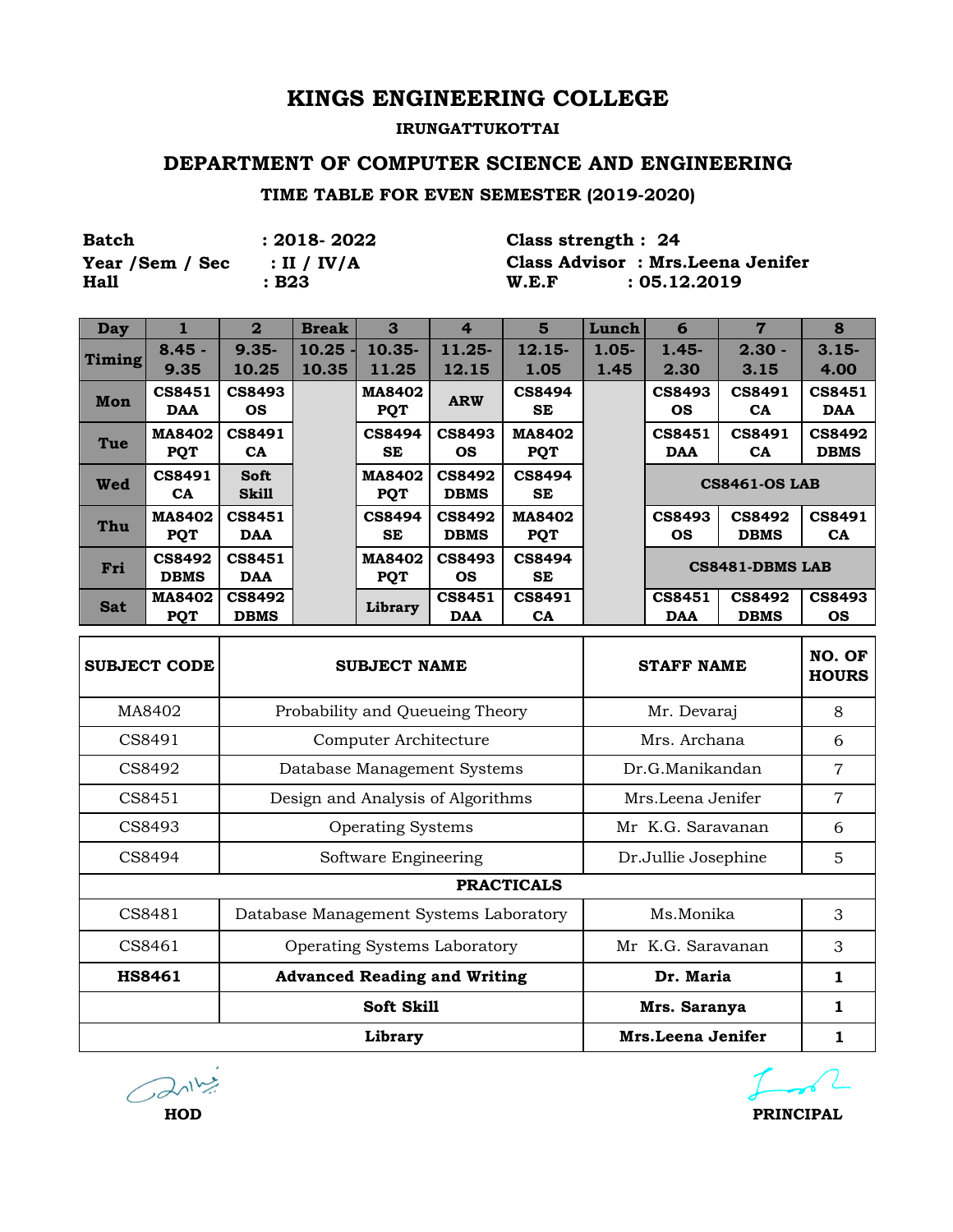# KINGS ENGINEERING COLLEGE

**IRUNGATTUKOTTAI**

## DEPARTMENT OF COMPUTER SCIENCE AND ENGINEERING

### TIME TABLE FOR EVEN SEMESTER (2019-2020)

**Batch** : 2018- 2022
**Year /Sem / Sec** : II / IV/A
**Hall** : B23

**Class strength** : 24
**Class Advisor** : Mrs.Leena Jenifer
**W.E.F** : 05.12.2019

| Day | 1 | 2 | Break | 3 | 4 | 5 | Lunch | 6 | 7 | 8 |
|---|---|---|---|---|---|---|---|---|---|---|
| Timing | 8.45 - 9.35 | 9.35- 10.25 | 10.25 - 10.35 | 10.35- 11.25 | 11.25- 12.15 | 12.15- 1.05 | 1.05- 1.45 | 1.45- 2.30 | 2.30 - 3.15 | 3.15- 4.00 |
| Mon | CS8451 DAA | CS8493 OS | | MA8402 PQT | ARW | CS8494 SE | | CS8493 OS | CS8491 CA | CS8451 DAA |
| Tue | MA8402 PQT | CS8491 CA | | CS8494 SE | CS8493 OS | MA8402 PQT | | CS8451 DAA | CS8491 CA | CS8492 DBMS |
| Wed | CS8491 CA | Soft Skill | | MA8402 PQT | CS8492 DBMS | CS8494 SE | | CS8461-OS LAB | | |
| Thu | MA8402 PQT | CS8451 DAA | | CS8494 SE | CS8492 DBMS | MA8402 PQT | | CS8493 OS | CS8492 DBMS | CS8491 CA |
| Fri | CS8492 DBMS | CS8451 DAA | | MA8402 PQT | CS8493 OS | CS8494 SE | | CS8481-DBMS LAB | | |
| Sat | MA8402 PQT | CS8492 DBMS | | Library | CS8451 DAA | CS8491 CA | | CS8451 DAA | CS8492 DBMS | CS8493 OS |

| SUBJECT CODE | SUBJECT NAME | STAFF NAME | NO. OF HOURS |
|---|---|---|---|
| MA8402 | Probability and Queueing Theory | Mr. Devaraj | 8 |
| CS8491 | Computer Architecture | Mrs. Archana | 6 |
| CS8492 | Database Management Systems | Dr.G.Manikandan | 7 |
| CS8451 | Design and Analysis of Algorithms | Mrs.Leena Jenifer | 7 |
| CS8493 | Operating Systems | Mr K.G. Saravanan | 6 |
| CS8494 | Software Engineering | Dr.Jullie Josephine | 5 |
| | **PRACTICALS** | | |
| CS8481 | Database Management Systems Laboratory | Ms.Monika | 3 |
| CS8461 | Operating Systems Laboratory | Mr K.G. Saravanan | 3 |
| **HS8461** | **Advanced Reading and Writing** | **Dr. Maria** | **1** |
| | **Soft Skill** | **Mrs. Saranya** | **1** |
| | **Library** | **Mrs.Leena Jenifer** | **1** |

**HOD** **PRINCIPAL**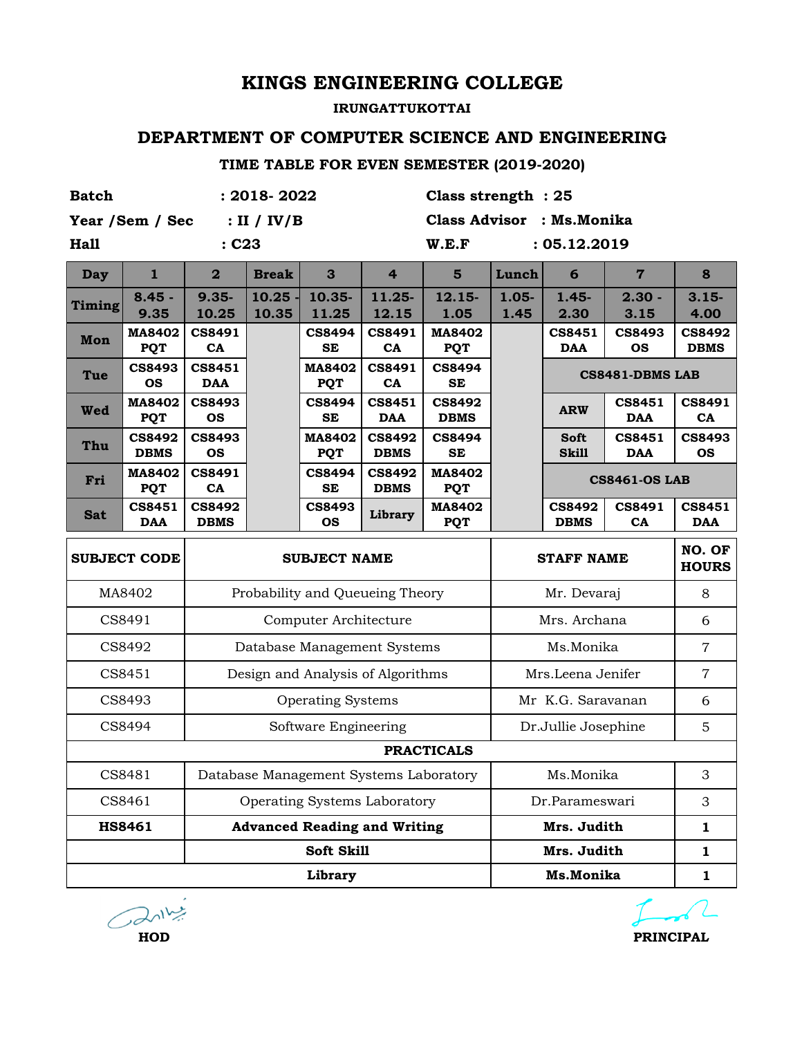# KINGS ENGINEERING COLLEGE

**IRUNGATTUKOTTAI**

## DEPARTMENT OF COMPUTER SCIENCE AND ENGINEERING

### TIME TABLE FOR EVEN SEMESTER (2019-2020)

| | | | |
|---|---|---|---|
| **Batch** | **: 2018- 2022** | **Class strength** | **: 25** |
| **Year /Sem / Sec** | **: II / IV/B** | **Class Advisor** | **: Ms.Monika** |
| **Hall** | **: C23** | **W.E.F** | **: 05.12.2019** |

| Day | 1 | 2 | Break | 3 | 4 | 5 | Lunch | 6 | 7 | 8 |
|---|---|---|---|---|---|---|---|---|---|---|
| Timing | 8.45 - 9.35 | 9.35- 10.25 | 10.25 - 10.35 | 10.35- 11.25 | 11.25- 12.15 | 12.15- 1.05 | 1.05- 1.45 | 1.45- 2.30 | 2.30 - 3.15 | 3.15- 4.00 |
| Mon | MA8402 PQT | CS8491 CA | | CS8494 SE | CS8491 CA | MA8402 PQT | | CS8451 DAA | CS8493 OS | CS8492 DBMS |
| Tue | CS8493 OS | CS8451 DAA | | MA8402 PQT | CS8491 CA | CS8494 SE | | CS8481-DBMS LAB | | |
| Wed | MA8402 PQT | CS8493 OS | | CS8494 SE | CS8451 DAA | CS8492 DBMS | | ARW | CS8451 DAA | CS8491 CA |
| Thu | CS8492 DBMS | CS8493 OS | | MA8402 PQT | CS8492 DBMS | CS8494 SE | | Soft Skill | CS8451 DAA | CS8493 OS |
| Fri | MA8402 PQT | CS8491 CA | | CS8494 SE | CS8492 DBMS | MA8402 PQT | | CS8461-OS LAB | | |
| Sat | CS8451 DAA | CS8492 DBMS | | CS8493 OS | Library | MA8402 PQT | | CS8492 DBMS | CS8491 CA | CS8451 DAA |

| SUBJECT CODE | SUBJECT NAME | STAFF NAME | NO. OF HOURS |
|---|---|---|---|
| MA8402 | Probability and Queueing Theory | Mr. Devaraj | 8 |
| CS8491 | Computer Architecture | Mrs. Archana | 6 |
| CS8492 | Database Management Systems | Ms.Monika | 7 |
| CS8451 | Design and Analysis of Algorithms | Mrs.Leena Jenifer | 7 |
| CS8493 | Operating Systems | Mr K.G. Saravanan | 6 |
| CS8494 | Software Engineering | Dr.Jullie Josephine | 5 |
| | **PRACTICALS** | | |
| CS8481 | Database Management Systems Laboratory | Ms.Monika | 3 |
| CS8461 | Operating Systems Laboratory | Dr.Parameswari | 3 |
| **HS8461** | **Advanced Reading and Writing** | **Mrs. Judith** | **1** |
| | **Soft Skill** | **Mrs. Judith** | **1** |
| | **Library** | **Ms.Monika** | **1** |

**HOD** **PRINCIPAL**